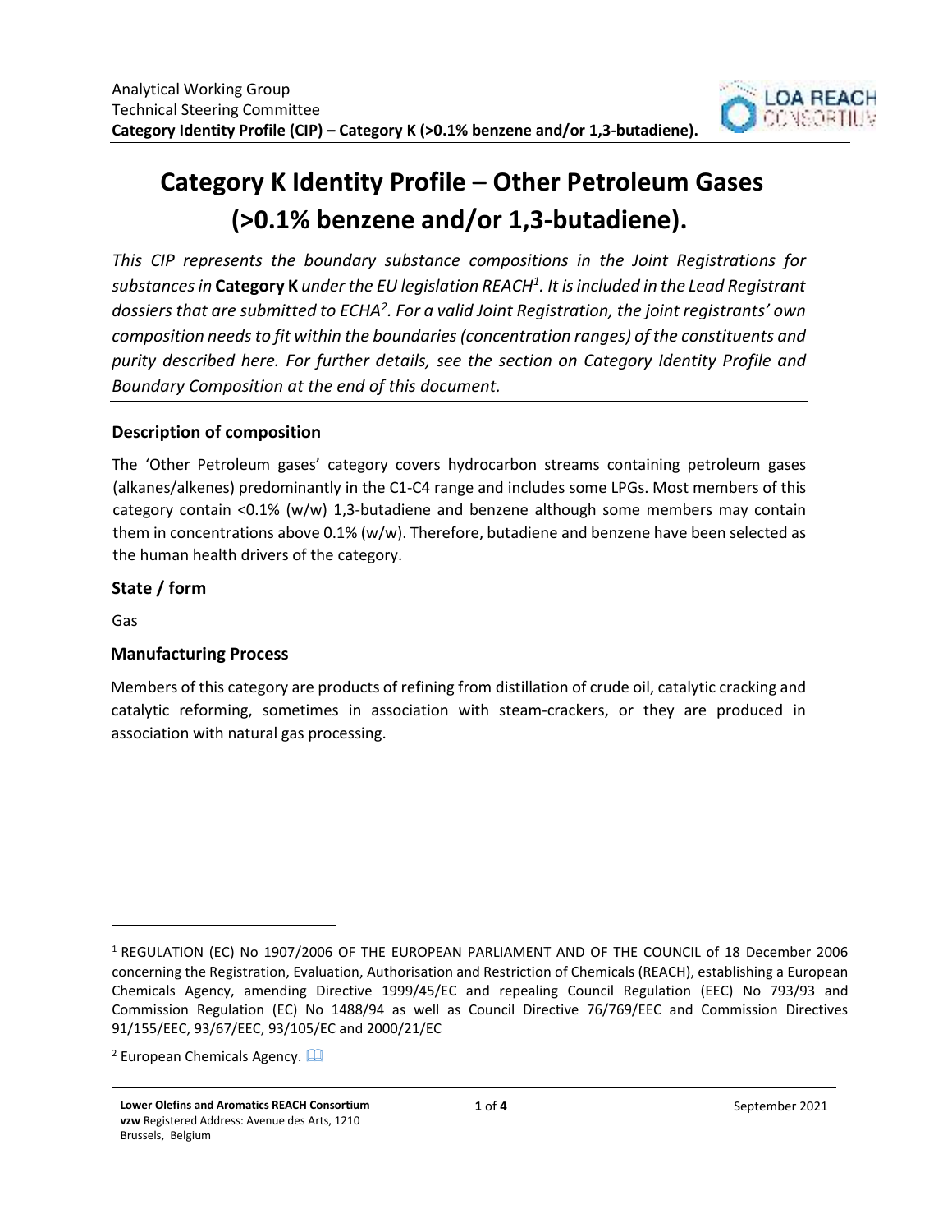# Category K Identity Profile – Other Petroleum Gases (>0.1% benzene and/or 1,3-butadiene).

*This CIP represents the boundary substance compositions in the Joint Registrations for substances in* ***Category K*** *under the EU legislation REACH*[1]*. It is included in the Lead Registrant dossiers that are submitted to ECHA*[2]*. For a valid Joint Registration, the joint registrants' own composition needs to fit within the boundaries (concentration ranges) of the constituents and purity described here. For further details, see the section on Category Identity Profile and Boundary Composition at the end of this document.*

### Description of composition

The 'Other Petroleum gases' category covers hydrocarbon streams containing petroleum gases (alkanes/alkenes) predominantly in the C1-C4 range and includes some LPGs. Most members of this category contain <0.1% (w/w) 1,3-butadiene and benzene although some members may contain them in concentrations above 0.1% (w/w). Therefore, butadiene and benzene have been selected as the human health drivers of the category.

### State / form

Gas

### Manufacturing Process

Members of this category are products of refining from distillation of crude oil, catalytic cracking and catalytic reforming, sometimes in association with steam-crackers, or they are produced in association with natural gas processing.

---

[1] REGULATION (EC) No 1907/2006 OF THE EUROPEAN PARLIAMENT AND OF THE COUNCIL of 18 December 2006 concerning the Registration, Evaluation, Authorisation and Restriction of Chemicals (REACH), establishing a European Chemicals Agency, amending Directive 1999/45/EC and repealing Council Regulation (EEC) No 793/93 and Commission Regulation (EC) No 1488/94 as well as Council Directive 76/769/EEC and Commission Directives 91/155/EEC, 93/67/EEC, 93/105/EC and 2000/21/EC

[2] European Chemicals Agency.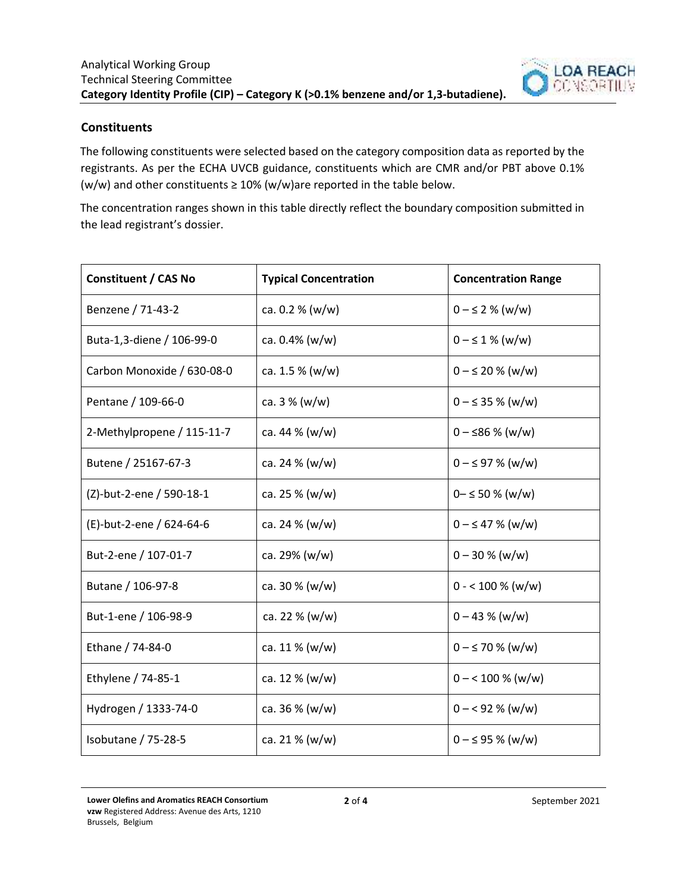## Constituents

The following constituents were selected based on the category composition data as reported by the registrants. As per the ECHA UVCB guidance, constituents which are CMR and/or PBT above 0.1% (w/w) and other constituents ≥ 10% (w/w)are reported in the table below.

The concentration ranges shown in this table directly reflect the boundary composition submitted in the lead registrant's dossier.

| Constituent / CAS No | Typical Concentration | Concentration Range |
|---|---|---|
| Benzene / 71-43-2 | ca. 0.2 % (w/w) | 0 – ≤ 2 % (w/w) |
| Buta-1,3-diene / 106-99-0 | ca. 0.4% (w/w) | 0 – ≤ 1 % (w/w) |
| Carbon Monoxide / 630-08-0 | ca. 1.5 % (w/w) | 0 – ≤ 20 % (w/w) |
| Pentane / 109-66-0 | ca. 3 % (w/w) | 0 – ≤ 35 % (w/w) |
| 2-Methylpropene / 115-11-7 | ca. 44 % (w/w) | 0 – ≤86 % (w/w) |
| Butene / 25167-67-3 | ca. 24 % (w/w) | 0 – ≤ 97 % (w/w) |
| (Z)-but-2-ene / 590-18-1 | ca. 25 % (w/w) | 0– ≤ 50 % (w/w) |
| (E)-but-2-ene / 624-64-6 | ca. 24 % (w/w) | 0 – ≤ 47 % (w/w) |
| But-2-ene / 107-01-7 | ca. 29% (w/w) | 0 – 30 % (w/w) |
| Butane / 106-97-8 | ca. 30 % (w/w) | 0 - < 100 % (w/w) |
| But-1-ene / 106-98-9 | ca. 22 % (w/w) | 0 – 43 % (w/w) |
| Ethane / 74-84-0 | ca. 11 % (w/w) | 0 – ≤ 70 % (w/w) |
| Ethylene / 74-85-1 | ca. 12 % (w/w) | 0 – < 100 % (w/w) |
| Hydrogen / 1333-74-0 | ca. 36 % (w/w) | 0 – < 92 % (w/w) |
| Isobutane / 75-28-5 | ca. 21 % (w/w) | 0 – ≤ 95 % (w/w) |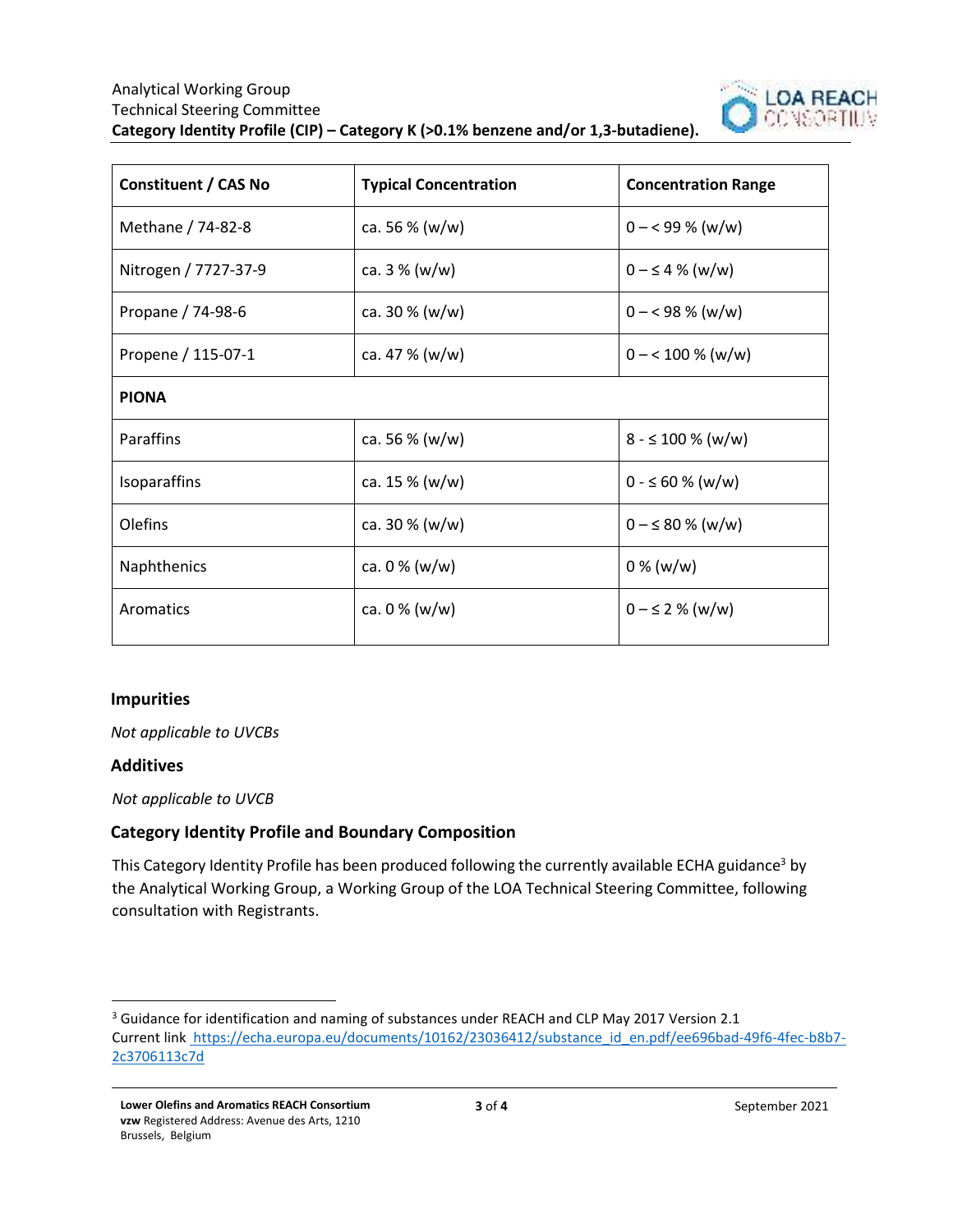| Constituent / CAS No | Typical Concentration | Concentration Range |
| --- | --- | --- |
| Methane / 74-82-8 | ca. 56 % (w/w) | 0 – < 99 % (w/w) |
| Nitrogen / 7727-37-9 | ca. 3 % (w/w) | 0 – ≤ 4 % (w/w) |
| Propane / 74-98-6 | ca. 30 % (w/w) | 0 – < 98 % (w/w) |
| Propene / 115-07-1 | ca. 47 % (w/w) | 0 – < 100 % (w/w) |
| **PIONA** | | |
| Paraffins | ca. 56 % (w/w) | 8 - ≤ 100 % (w/w) |
| Isoparaffins | ca. 15 % (w/w) | 0 - ≤ 60 % (w/w) |
| Olefins | ca. 30 % (w/w) | 0 – ≤ 80 % (w/w) |
| Naphthenics | ca. 0 % (w/w) | 0 % (w/w) |
| Aromatics | ca. 0 % (w/w) | 0 – ≤ 2 % (w/w) |

## Impurities

*Not applicable to UVCBs*

## Additives

*Not applicable to UVCB*

## Category Identity Profile and Boundary Composition

This Category Identity Profile has been produced following the currently available ECHA guidance[3] by the Analytical Working Group, a Working Group of the LOA Technical Steering Committee, following consultation with Registrants.

[3] Guidance for identification and naming of substances under REACH and CLP May 2017 Version 2.1
Current link https://echa.europa.eu/documents/10162/23036412/substance_id_en.pdf/ee696bad-49f6-4fec-b8b7-2c3706113c7d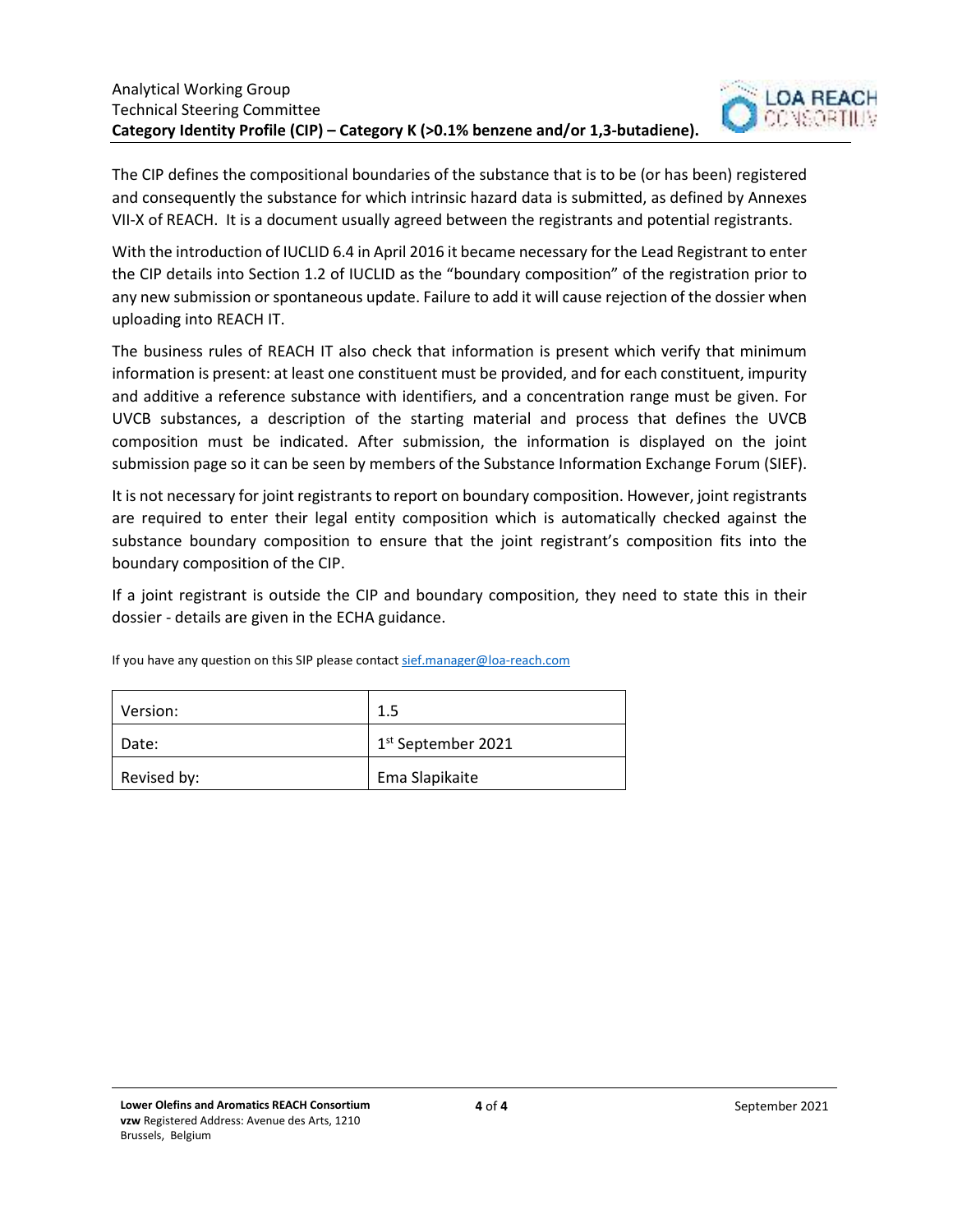The CIP defines the compositional boundaries of the substance that is to be (or has been) registered and consequently the substance for which intrinsic hazard data is submitted, as defined by Annexes VII-X of REACH. It is a document usually agreed between the registrants and potential registrants.

With the introduction of IUCLID 6.4 in April 2016 it became necessary for the Lead Registrant to enter the CIP details into Section 1.2 of IUCLID as the "boundary composition" of the registration prior to any new submission or spontaneous update. Failure to add it will cause rejection of the dossier when uploading into REACH IT.

The business rules of REACH IT also check that information is present which verify that minimum information is present: at least one constituent must be provided, and for each constituent, impurity and additive a reference substance with identifiers, and a concentration range must be given. For UVCB substances, a description of the starting material and process that defines the UVCB composition must be indicated. After submission, the information is displayed on the joint submission page so it can be seen by members of the Substance Information Exchange Forum (SIEF).

It is not necessary for joint registrants to report on boundary composition. However, joint registrants are required to enter their legal entity composition which is automatically checked against the substance boundary composition to ensure that the joint registrant's composition fits into the boundary composition of the CIP.

If a joint registrant is outside the CIP and boundary composition, they need to state this in their dossier - details are given in the ECHA guidance.

If you have any question on this SIP please contact sief.manager@loa-reach.com

| | |
|---|---|
| Version: | 1.5 |
| Date: | 1st September 2021 |
| Revised by: | Ema Slapikaite |